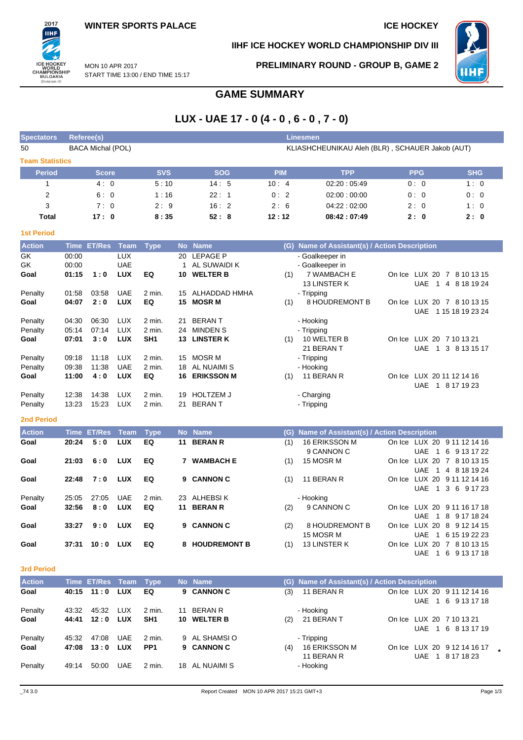WINTER SPORTS PALACE

ICE HOCKEY

IIHF ICE HOCKEY WORLD CHAMPIONSHIP DIV III

MON 10 APR 2017
START TIME 13:00 / END TIME 15:17

PRELIMINARY ROUND - GROUP B, GAME 2

# GAME SUMMARY

## LUX - UAE 17 - 0 (4 - 0 , 6 - 0 , 7 - 0)

| Spectators | Referee(s) | Linesmen |
|---|---|---|
| 50 | BACA Michal (POL) | KLIASHCHEUNIKAU Aleh (BLR) , SCHAUER Jakob (AUT) |

### Team Statistics

| Period | Score | SVS | SOG | PIM | TPP | PPG | SHG |
|---|---|---|---|---|---|---|---|
| 1 | 4 : 0 | 5 : 10 | 14 : 5 | 10 : 4 | 02:20 : 05:49 | 0 : 0 | 1 : 0 |
| 2 | 6 : 0 | 1 : 16 | 22 : 1 | 0 : 2 | 02:00 : 00:00 | 0 : 0 | 0 : 0 |
| 3 | 7 : 0 | 2 : 9 | 16 : 2 | 2 : 6 | 04:22 : 02:00 | 2 : 0 | 1 : 0 |
| **Total** | **17 : 0** | **8 : 35** | **52 : 8** | **12 : 12** | **08:42 : 07:49** | **2 : 0** | **2 : 0** |

### 1st Period

| Action | Time | ET/Res | Team | Type | No | Name | (G) | Name of Assistant(s) / Action Description | On Ice |
|---|---|---|---|---|---|---|---|---|---|
| GK | 00:00 | | LUX | | 20 | LEPAGE P | | - Goalkeeper in | |
| GK | 00:00 | | UAE | | 1 | AL SUWAIDI K | | - Goalkeeper in | |
| **Goal** | **01:15** | **1 : 0** | **LUX** | **EQ** | **10** | **WELTER B** | (1) | 7 WAMBACH E<br>13 LINSTER K | LUX 20 7 8 10 13 15<br>UAE 1 4 8 18 19 24 |
| Penalty | 01:58 | 03:58 | UAE | 2 min. | 15 | ALHADDAD HMHA | | - Tripping | |
| **Goal** | **04:07** | **2 : 0** | **LUX** | **EQ** | **15** | **MOSR M** | (1) | 8 HOUDREMONT B | LUX 20 7 8 10 13 15<br>UAE 1 15 18 19 23 24 |
| Penalty | 04:30 | 06:30 | LUX | 2 min. | 21 | BERAN T | | - Hooking | |
| Penalty | 05:14 | 07:14 | LUX | 2 min. | 24 | MINDEN S | | - Tripping | |
| **Goal** | **07:01** | **3 : 0** | **LUX** | **SH1** | **13** | **LINSTER K** | (1) | 10 WELTER B<br>21 BERAN T | LUX 20 7 10 13 21<br>UAE 1 3 8 13 15 17 |
| Penalty | 09:18 | 11:18 | LUX | 2 min. | 15 | MOSR M | | - Tripping | |
| Penalty | 09:38 | 11:38 | UAE | 2 min. | 18 | AL NUAIMI S | | - Hooking | |
| **Goal** | **11:00** | **4 : 0** | **LUX** | **EQ** | **16** | **ERIKSSON M** | (1) | 11 BERAN R | LUX 20 11 12 14 16<br>UAE 1 8 17 19 23 |
| Penalty | 12:38 | 14:38 | LUX | 2 min. | 19 | HOLTZEM J | | - Charging | |
| Penalty | 13:23 | 15:23 | LUX | 2 min. | 21 | BERAN T | | - Tripping | |

### 2nd Period

| Action | Time | ET/Res | Team | Type | No | Name | (G) | Name of Assistant(s) / Action Description | On Ice |
|---|---|---|---|---|---|---|---|---|---|
| **Goal** | **20:24** | **5 : 0** | **LUX** | **EQ** | **11** | **BERAN R** | (1) | 16 ERIKSSON M<br>9 CANNON C | LUX 20 9 11 12 14 16<br>UAE 1 6 9 13 17 22 |
| **Goal** | **21:03** | **6 : 0** | **LUX** | **EQ** | **7** | **WAMBACH E** | (1) | 15 MOSR M | LUX 20 7 8 10 13 15<br>UAE 1 4 8 18 19 24 |
| **Goal** | **22:48** | **7 : 0** | **LUX** | **EQ** | **9** | **CANNON C** | (1) | 11 BERAN R | LUX 20 9 11 12 14 16<br>UAE 1 3 6 9 17 23 |
| Penalty | 25:05 | 27:05 | UAE | 2 min. | 23 | ALHEBSI K | | - Hooking | |
| **Goal** | **32:56** | **8 : 0** | **LUX** | **EQ** | **11** | **BERAN R** | (2) | 9 CANNON C | LUX 20 9 11 16 17 18<br>UAE 1 8 9 17 18 24 |
| **Goal** | **33:27** | **9 : 0** | **LUX** | **EQ** | **9** | **CANNON C** | (2) | 8 HOUDREMONT B<br>15 MOSR M | LUX 20 8 9 12 14 15<br>UAE 1 6 15 19 22 23 |
| **Goal** | **37:31** | **10 : 0** | **LUX** | **EQ** | **8** | **HOUDREMONT B** | (1) | 13 LINSTER K | LUX 20 7 8 10 13 15<br>UAE 1 6 9 13 17 18 |

### 3rd Period

| Action | Time | ET/Res | Team | Type | No | Name | (G) | Name of Assistant(s) / Action Description | On Ice |
|---|---|---|---|---|---|---|---|---|---|
| **Goal** | **40:15** | **11 : 0** | **LUX** | **EQ** | **9** | **CANNON C** | (3) | 11 BERAN R | LUX 20 9 11 12 14 16<br>UAE 1 6 9 13 17 18 |
| Penalty | 43:32 | 45:32 | LUX | 2 min. | 11 | BERAN R | | - Hooking | |
| **Goal** | **44:41** | **12 : 0** | **LUX** | **SH1** | **10** | **WELTER B** | (2) | 21 BERAN T | LUX 20 7 10 13 21<br>UAE 1 6 8 13 17 19 |
| Penalty | 45:32 | 47:08 | UAE | 2 min. | 9 | AL SHAMSI O | | - Tripping | |
| **Goal** | **47:08** | **13 : 0** | **LUX** | **PP1** | **9** | **CANNON C** | (4) | 16 ERIKSSON M<br>11 BERAN R | LUX 20 9 12 14 16 17 *<br>UAE 1 8 17 18 23 |
| Penalty | 49:14 | 50:00 | UAE | 2 min. | 18 | AL NUAIMI S | | - Hooking | |

_74 3.0 Report Created MON 10 APR 2017 15:21 GMT+3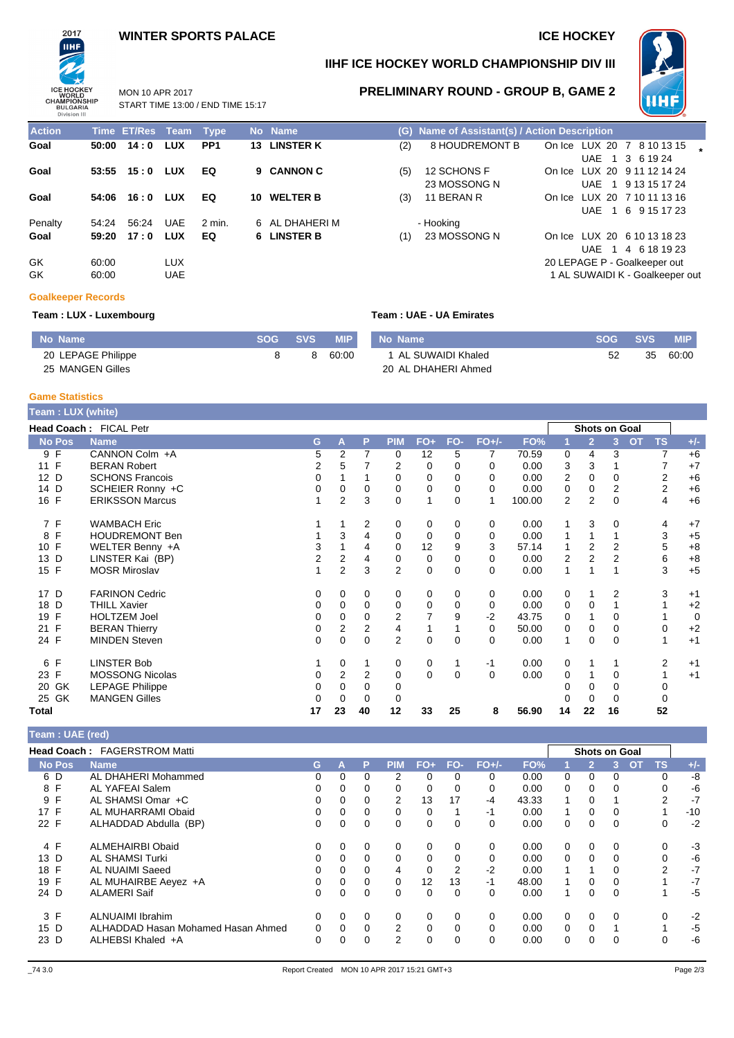# WINTER SPORTS PALACE

# ICE HOCKEY

## IIHF ICE HOCKEY WORLD CHAMPIONSHIP DIV III

MON 10 APR 2017
START TIME 13:00 / END TIME 15:17

## PRELIMINARY ROUND - GROUP B, GAME 2

| Action | Time | ET/Res | Team | Type | No | Name | (G) | Name of Assistant(s) / Action Description | |
|---|---|---|---|---|---|---|---|---|---|
| Goal | 50:00 | 14 : 0 | LUX | PP1 | 13 | LINSTER K | (2) | 8 HOUDREMONT B | On Ice LUX 20 7 8 10 13 15 * / UAE 1 3 6 19 24 |
| Goal | 53:55 | 15 : 0 | LUX | EQ | 9 | CANNON C | (5) | 12 SCHONS F / 23 MOSSONG N | On Ice LUX 20 9 11 12 14 24 / UAE 1 9 13 15 17 24 |
| Goal | 54:06 | 16 : 0 | LUX | EQ | 10 | WELTER B | (3) | 11 BERAN R | On Ice LUX 20 7 10 11 13 16 / UAE 1 6 9 15 17 23 |
| Penalty | 54:24 | 56:24 | UAE | 2 min. | 6 | AL DHAHERI M | | - Hooking | |
| Goal | 59:20 | 17 : 0 | LUX | EQ | 6 | LINSTER B | (1) | 23 MOSSONG N | On Ice LUX 20 6 10 13 18 23 / UAE 1 4 6 18 19 23 |
| GK | 60:00 | | LUX | | | | | 20 LEPAGE P - Goalkeeper out | |
| GK | 60:00 | | UAE | | | | | 1 AL SUWAIDI K - Goalkeeper out | |

### Goalkeeper Records

**Team : LUX - Luxembourg**

| No Name | SOG | SVS | MIP |
|---|---|---|---|
| 20 LEPAGE Philippe | 8 | 8 | 60:00 |
| 25 MANGEN Gilles | | | |

**Team : UAE - UA Emirates**

| No Name | SOG | SVS | MIP |
|---|---|---|---|
| 1 AL SUWAIDI Khaled | 52 | 35 | 60:00 |
| 20 AL DHAHERI Ahmed | | | |

### Game Statistics

**Team : LUX (white)**

**Head Coach :** FICAL Petr

| No | Pos | Name | G | A | P | PIM | FO+ | FO- | FO+/- | FO% | 1 | 2 | 3 | OT | TS | +/- |
|---|---|---|---|---|---|---|---|---|---|---|---|---|---|---|---|---|
| 9 | F | CANNON Colm +A | 5 | 2 | 7 | 0 | 12 | 5 | 7 | 70.59 | 0 | 4 | 3 | | 7 | +6 |
| 11 | F | BERAN Robert | 2 | 5 | 7 | 2 | 0 | 0 | 0 | 0.00 | 3 | 3 | 1 | | 7 | +7 |
| 12 | D | SCHONS Francois | 0 | 1 | 1 | 0 | 0 | 0 | 0 | 0.00 | 2 | 0 | 0 | | 2 | +6 |
| 14 | D | SCHEIER Ronny +C | 0 | 0 | 0 | 0 | 0 | 0 | 0 | 0.00 | 0 | 0 | 2 | | 2 | +6 |
| 16 | F | ERIKSSON Marcus | 1 | 2 | 3 | 0 | 1 | 0 | 1 | 100.00 | 2 | 2 | 0 | | 4 | +6 |
| 7 | F | WAMBACH Eric | 1 | 1 | 2 | 0 | 0 | 0 | 0 | 0.00 | 1 | 3 | 0 | | 4 | +7 |
| 8 | F | HOUDREMONT Ben | 1 | 3 | 4 | 0 | 0 | 0 | 0 | 0.00 | 1 | 1 | 1 | | 3 | +5 |
| 10 | F | WELTER Benny +A | 3 | 1 | 4 | 0 | 12 | 9 | 3 | 57.14 | 1 | 2 | 2 | | 5 | +8 |
| 13 | D | LINSTER Kai (BP) | 2 | 2 | 4 | 0 | 0 | 0 | 0 | 0.00 | 2 | 2 | 2 | | 6 | +8 |
| 15 | F | MOSR Miroslav | 1 | 2 | 3 | 2 | 0 | 0 | 0 | 0.00 | 1 | 1 | 1 | | 3 | +5 |
| 17 | D | FARINON Cedric | 0 | 0 | 0 | 0 | 0 | 0 | 0 | 0.00 | 0 | 1 | 2 | | 3 | +1 |
| 18 | D | THILL Xavier | 0 | 0 | 0 | 0 | 0 | 0 | 0 | 0.00 | 0 | 0 | 1 | | 1 | +2 |
| 19 | F | HOLTZEM Joel | 0 | 0 | 0 | 2 | 7 | 9 | -2 | 43.75 | 0 | 1 | 0 | | 1 | 0 |
| 21 | F | BERAN Thierry | 0 | 2 | 2 | 4 | 1 | 1 | 0 | 50.00 | 0 | 0 | 0 | | 0 | +2 |
| 24 | F | MINDEN Steven | 0 | 0 | 0 | 2 | 0 | 0 | 0 | 0.00 | 1 | 0 | 0 | | 1 | +1 |
| 6 | F | LINSTER Bob | 1 | 0 | 1 | 0 | 0 | 1 | -1 | 0.00 | 0 | 1 | 1 | | 2 | +1 |
| 23 | F | MOSSONG Nicolas | 0 | 2 | 2 | 0 | 0 | 0 | 0 | 0.00 | 0 | 1 | 0 | | 1 | +1 |
| 20 | GK | LEPAGE Philippe | 0 | 0 | 0 | 0 | | | | | 0 | 0 | 0 | | 0 | |
| 25 | GK | MANGEN Gilles | 0 | 0 | 0 | 0 | | | | | 0 | 0 | 0 | | 0 | |
| Total | | | 17 | 23 | 40 | 12 | 33 | 25 | 8 | 56.90 | 14 | 22 | 16 | | 52 | |

**Team : UAE (red)**

**Head Coach :** FAGERSTROM Matti

| No | Pos | Name | G | A | P | PIM | FO+ | FO- | FO+/- | FO% | 1 | 2 | 3 | OT | TS | +/- |
|---|---|---|---|---|---|---|---|---|---|---|---|---|---|---|---|---|
| 6 | D | AL DHAHERI Mohammed | 0 | 0 | 0 | 2 | 0 | 0 | 0 | 0.00 | 0 | 0 | 0 | | 0 | -8 |
| 8 | F | AL YAFEAI Salem | 0 | 0 | 0 | 0 | 0 | 0 | 0 | 0.00 | 0 | 0 | 0 | | 0 | -6 |
| 9 | F | AL SHAMSI Omar +C | 0 | 0 | 0 | 2 | 13 | 17 | -4 | 43.33 | 1 | 0 | 1 | | 2 | -7 |
| 17 | F | AL MUHARRAMI Obaid | 0 | 0 | 0 | 0 | 0 | 1 | -1 | 0.00 | 1 | 0 | 0 | | 1 | -10 |
| 22 | F | ALHADDAD Abdulla (BP) | 0 | 0 | 0 | 0 | 0 | 0 | 0 | 0.00 | 0 | 0 | 0 | | 0 | -2 |
| 4 | F | ALMEHAIRBI Obaid | 0 | 0 | 0 | 0 | 0 | 0 | 0 | 0.00 | 0 | 0 | 0 | | 0 | -3 |
| 13 | D | AL SHAMSI Turki | 0 | 0 | 0 | 0 | 0 | 0 | 0 | 0.00 | 0 | 0 | 0 | | 0 | -6 |
| 18 | F | AL NUAIMI Saeed | 0 | 0 | 0 | 4 | 0 | 2 | -2 | 0.00 | 1 | 1 | 0 | | 2 | -7 |
| 19 | F | AL MUHAIRBE Aeyez +A | 0 | 0 | 0 | 0 | 12 | 13 | -1 | 48.00 | 1 | 0 | 0 | | 1 | -7 |
| 24 | D | ALAMERI Saif | 0 | 0 | 0 | 0 | 0 | 0 | 0 | 0.00 | 1 | 0 | 0 | | 1 | -5 |
| 3 | F | ALNUAIMI Ibrahim | 0 | 0 | 0 | 0 | 0 | 0 | 0 | 0.00 | 0 | 0 | 0 | | 0 | -2 |
| 15 | D | ALHADDAD Hasan Mohamed Hasan Ahmed | 0 | 0 | 0 | 2 | 0 | 0 | 0 | 0.00 | 0 | 0 | 1 | | 1 | -5 |
| 23 | D | ALHEBSI Khaled +A | 0 | 0 | 0 | 2 | 0 | 0 | 0 | 0.00 | 0 | 0 | 0 | | 0 | -6 |

Report Created MON 10 APR 2017 15:21 GMT+3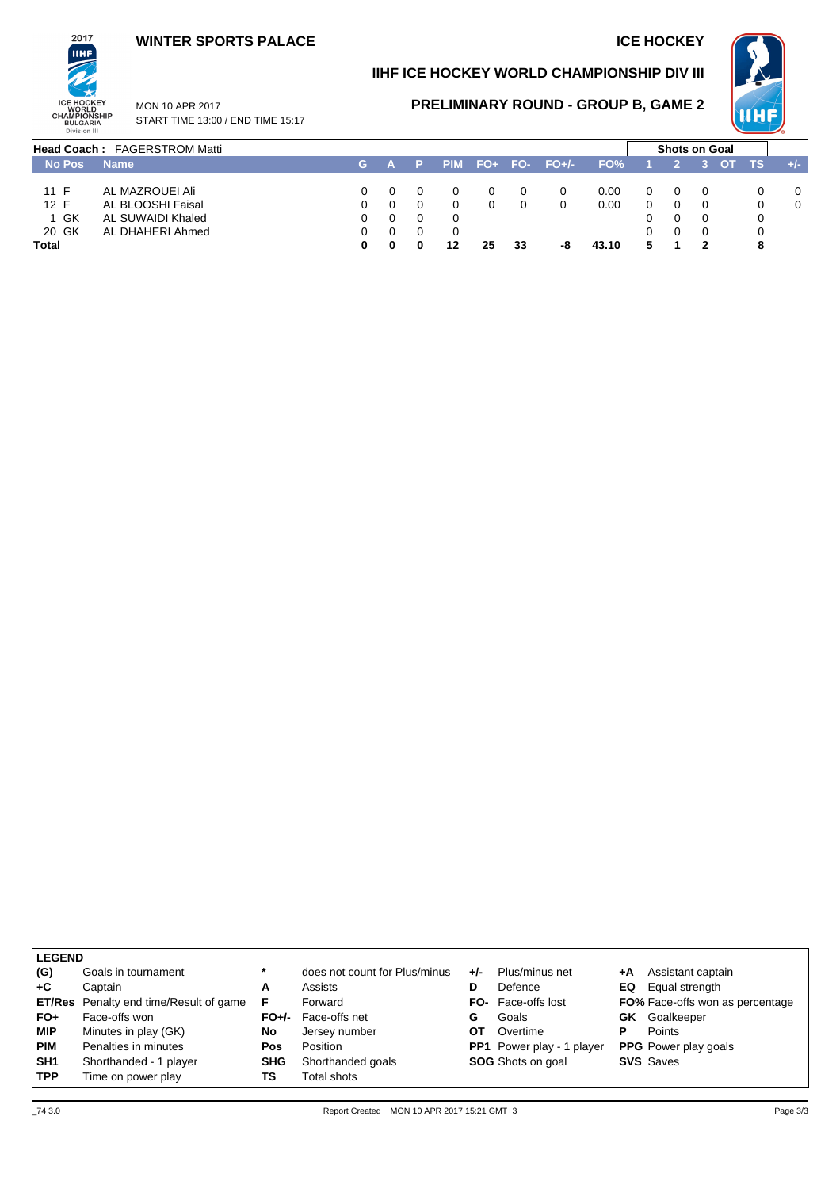**WINTER SPORTS PALACE** — **ICE HOCKEY**

## IIHF ICE HOCKEY WORLD CHAMPIONSHIP DIV III

MON 10 APR 2017
START TIME 13:00 / END TIME 15:17

### PRELIMINARY ROUND - GROUP B, GAME 2

**Head Coach :** FAGERSTROM Matti

| No | Pos | Name | G | A | P | PIM | FO+ | FO- | FO+/- | FO% | Shots on Goal 1 | 2 | 3 | OT | TS | +/- |
|---|---|---|---|---|---|---|---|---|---|---|---|---|---|---|---|---|
| 11 | F | AL MAZROUEI Ali | 0 | 0 | 0 | 0 | 0 | 0 | 0 | 0.00 | 0 | 0 | 0 | | 0 | 0 |
| 12 | F | AL BLOOSHI Faisal | 0 | 0 | 0 | 0 | 0 | 0 | 0 | 0.00 | 0 | 0 | 0 | | 0 | 0 |
| 1 | GK | AL SUWAIDI Khaled | 0 | 0 | 0 | 0 | | | | | 0 | 0 | 0 | | 0 | |
| 20 | GK | AL DHAHERI Ahmed | 0 | 0 | 0 | 0 | | | | | 0 | 0 | 0 | | 0 | |
| **Total** | | | **0** | **0** | **0** | **12** | **25** | **33** | **-8** | **43.10** | **5** | **1** | **2** | | **8** | |

**LEGEND**

| | | | | | | | |
|---|---|---|---|---|---|---|---|
| (G) | Goals in tournament | * | does not count for Plus/minus | +/- | Plus/minus net | +A | Assistant captain |
| +C | Captain | A | Assists | D | Defence | EQ | Equal strength |
| ET/Res | Penalty end time/Result of game | F | Forward | FO- | Face-offs lost | FO% | Face-offs won as percentage |
| FO+ | Face-offs won | FO+/- | Face-offs net | G | Goals | GK | Goalkeeper |
| MIP | Minutes in play (GK) | No | Jersey number | OT | Overtime | P | Points |
| PIM | Penalties in minutes | Pos | Position | PP1 | Power play - 1 player | PPG | Power play goals |
| SH1 | Shorthanded - 1 player | SHG | Shorthanded goals | SOG | Shots on goal | SVS | Saves |
| TPP | Time on power play | TS | Total shots | | | | |

_74 3.0 — Report Created MON 10 APR 2017 15:21 GMT+3